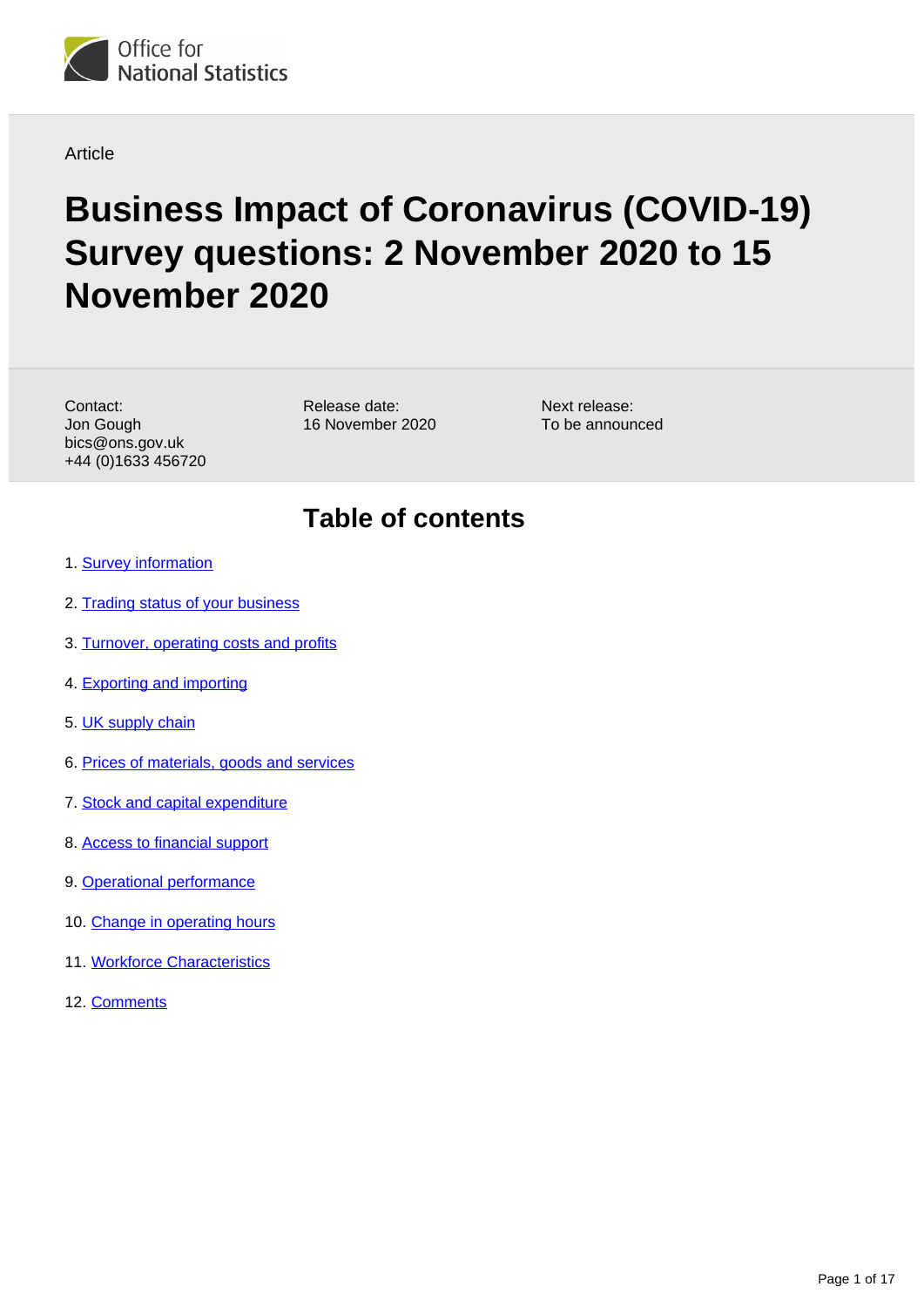Office for National Statistics

Article

# Business Impact of Coronavirus (COVID-19) Survey questions: 2 November 2020 to 15 November 2020

Contact:
Jon Gough
bics@ons.gov.uk
+44 (0)1633 456720

Release date:
16 November 2020

Next release:
To be announced

## Table of contents

1. Survey information
2. Trading status of your business
3. Turnover, operating costs and profits
4. Exporting and importing
5. UK supply chain
6. Prices of materials, goods and services
7. Stock and capital expenditure
8. Access to financial support
9. Operational performance
10. Change in operating hours
11. Workforce Characteristics
12. Comments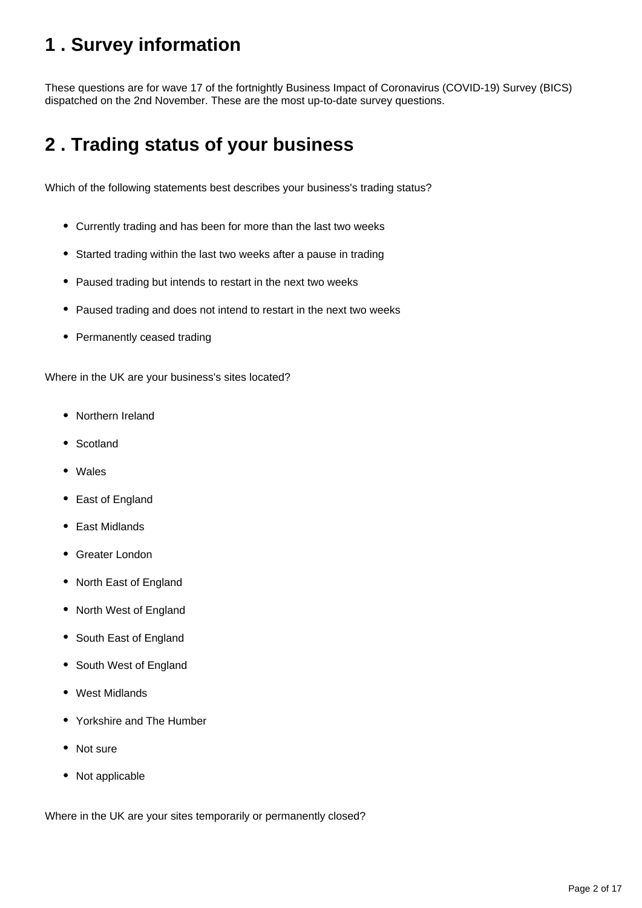## 1 . Survey information

These questions are for wave 17 of the fortnightly Business Impact of Coronavirus (COVID-19) Survey (BICS) dispatched on the 2nd November. These are the most up-to-date survey questions.

## 2 . Trading status of your business

Which of the following statements best describes your business's trading status?

- Currently trading and has been for more than the last two weeks
- Started trading within the last two weeks after a pause in trading
- Paused trading but intends to restart in the next two weeks
- Paused trading and does not intend to restart in the next two weeks
- Permanently ceased trading

Where in the UK are your business's sites located?

- Northern Ireland
- Scotland
- Wales
- East of England
- East Midlands
- Greater London
- North East of England
- North West of England
- South East of England
- South West of England
- West Midlands
- Yorkshire and The Humber
- Not sure
- Not applicable

Where in the UK are your sites temporarily or permanently closed?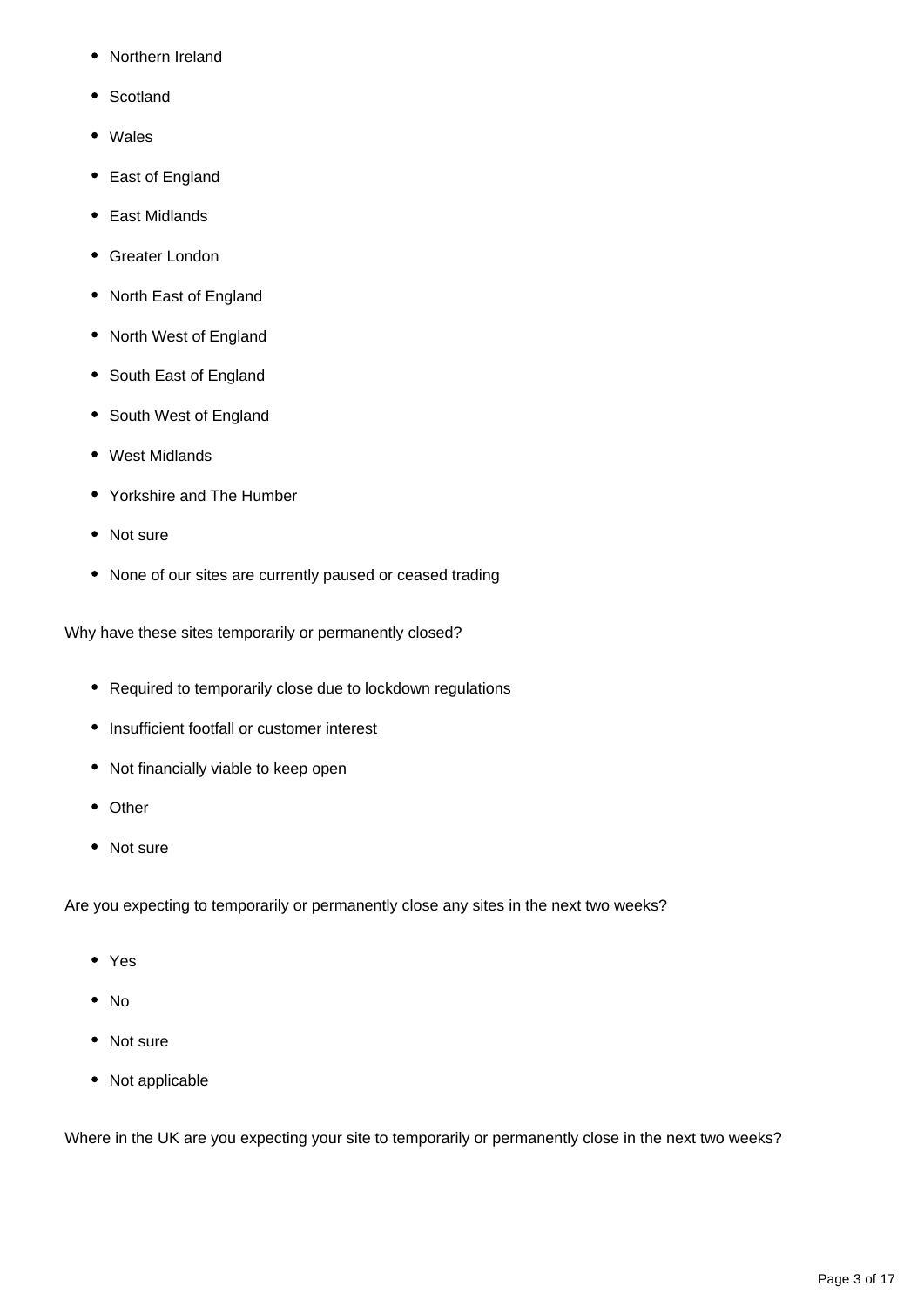- Northern Ireland
- Scotland
- Wales
- East of England
- East Midlands
- Greater London
- North East of England
- North West of England
- South East of England
- South West of England
- West Midlands
- Yorkshire and The Humber
- Not sure
- None of our sites are currently paused or ceased trading

Why have these sites temporarily or permanently closed?

- Required to temporarily close due to lockdown regulations
- Insufficient footfall or customer interest
- Not financially viable to keep open
- Other
- Not sure

Are you expecting to temporarily or permanently close any sites in the next two weeks?

- Yes
- No
- Not sure
- Not applicable

Where in the UK are you expecting your site to temporarily or permanently close in the next two weeks?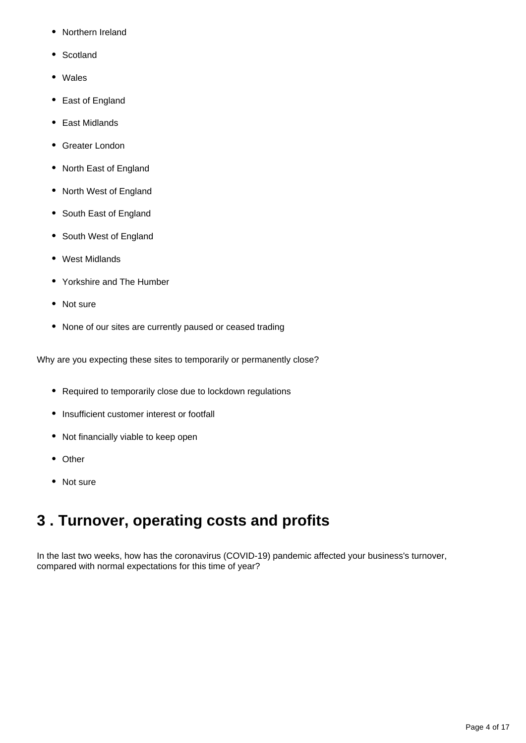- Northern Ireland
- Scotland
- Wales
- East of England
- East Midlands
- Greater London
- North East of England
- North West of England
- South East of England
- South West of England
- West Midlands
- Yorkshire and The Humber
- Not sure
- None of our sites are currently paused or ceased trading

Why are you expecting these sites to temporarily or permanently close?

- Required to temporarily close due to lockdown regulations
- Insufficient customer interest or footfall
- Not financially viable to keep open
- Other
- Not sure

## 3 . Turnover, operating costs and profits

In the last two weeks, how has the coronavirus (COVID-19) pandemic affected your business's turnover, compared with normal expectations for this time of year?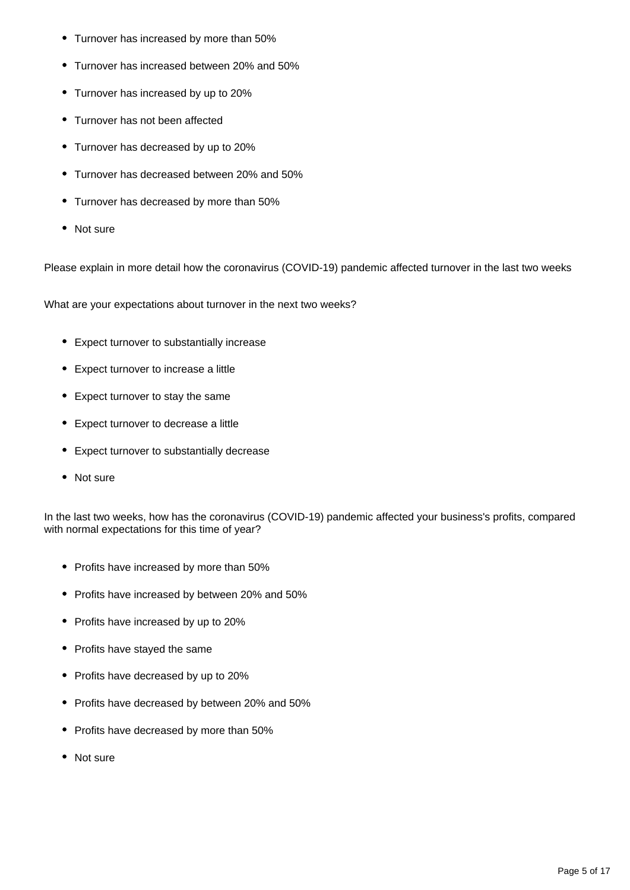- Turnover has increased by more than 50%
- Turnover has increased between 20% and 50%
- Turnover has increased by up to 20%
- Turnover has not been affected
- Turnover has decreased by up to 20%
- Turnover has decreased between 20% and 50%
- Turnover has decreased by more than 50%
- Not sure

Please explain in more detail how the coronavirus (COVID-19) pandemic affected turnover in the last two weeks

What are your expectations about turnover in the next two weeks?

- Expect turnover to substantially increase
- Expect turnover to increase a little
- Expect turnover to stay the same
- Expect turnover to decrease a little
- Expect turnover to substantially decrease
- Not sure

In the last two weeks, how has the coronavirus (COVID-19) pandemic affected your business's profits, compared with normal expectations for this time of year?

- Profits have increased by more than 50%
- Profits have increased by between 20% and 50%
- Profits have increased by up to 20%
- Profits have stayed the same
- Profits have decreased by up to 20%
- Profits have decreased by between 20% and 50%
- Profits have decreased by more than 50%
- Not sure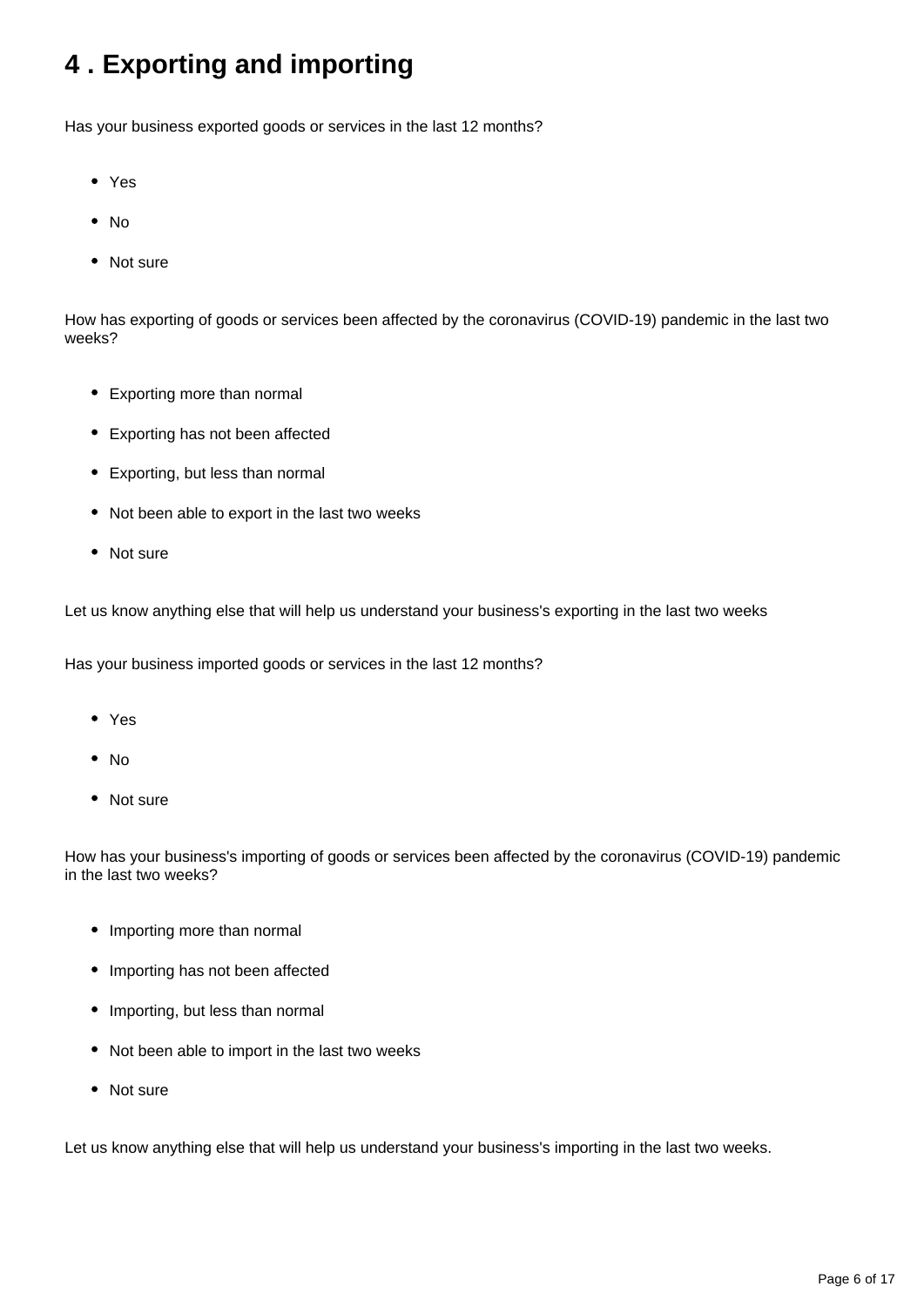## 4 . Exporting and importing

Has your business exported goods or services in the last 12 months?

- Yes
- No
- Not sure

How has exporting of goods or services been affected by the coronavirus (COVID-19) pandemic in the last two weeks?

- Exporting more than normal
- Exporting has not been affected
- Exporting, but less than normal
- Not been able to export in the last two weeks
- Not sure

Let us know anything else that will help us understand your business's exporting in the last two weeks

Has your business imported goods or services in the last 12 months?

- Yes
- No
- Not sure

How has your business's importing of goods or services been affected by the coronavirus (COVID-19) pandemic in the last two weeks?

- Importing more than normal
- Importing has not been affected
- Importing, but less than normal
- Not been able to import in the last two weeks
- Not sure

Let us know anything else that will help us understand your business's importing in the last two weeks.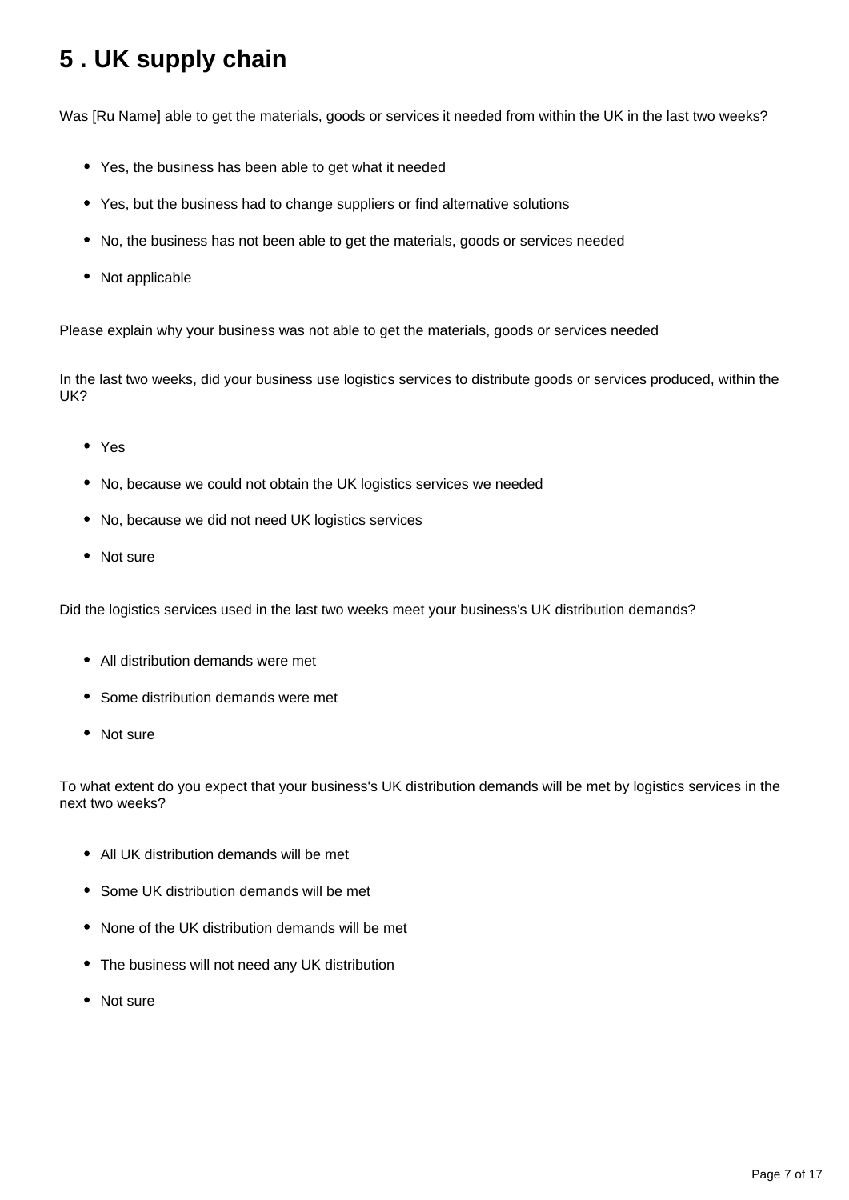# 5 . UK supply chain

Was [Ru Name] able to get the materials, goods or services it needed from within the UK in the last two weeks?

- Yes, the business has been able to get what it needed
- Yes, but the business had to change suppliers or find alternative solutions
- No, the business has not been able to get the materials, goods or services needed
- Not applicable

Please explain why your business was not able to get the materials, goods or services needed

In the last two weeks, did your business use logistics services to distribute goods or services produced, within the UK?

- Yes
- No, because we could not obtain the UK logistics services we needed
- No, because we did not need UK logistics services
- Not sure

Did the logistics services used in the last two weeks meet your business's UK distribution demands?

- All distribution demands were met
- Some distribution demands were met
- Not sure

To what extent do you expect that your business's UK distribution demands will be met by logistics services in the next two weeks?

- All UK distribution demands will be met
- Some UK distribution demands will be met
- None of the UK distribution demands will be met
- The business will not need any UK distribution
- Not sure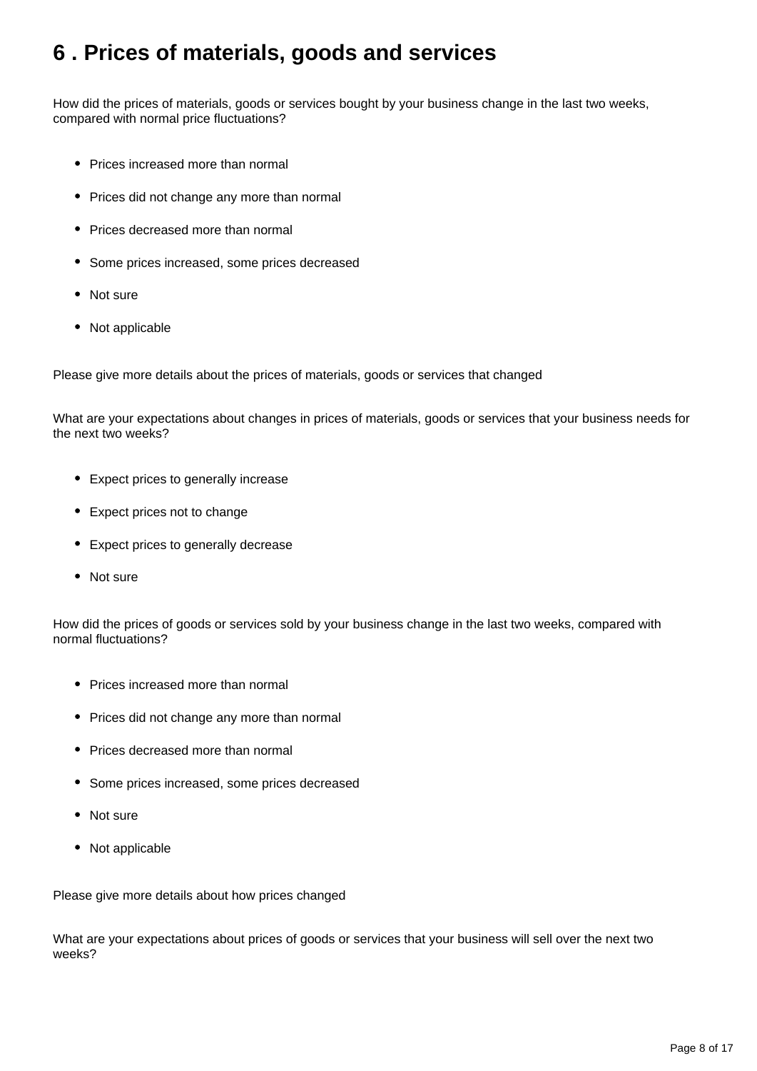## 6 . Prices of materials, goods and services

How did the prices of materials, goods or services bought by your business change in the last two weeks, compared with normal price fluctuations?

- Prices increased more than normal
- Prices did not change any more than normal
- Prices decreased more than normal
- Some prices increased, some prices decreased
- Not sure
- Not applicable

Please give more details about the prices of materials, goods or services that changed

What are your expectations about changes in prices of materials, goods or services that your business needs for the next two weeks?

- Expect prices to generally increase
- Expect prices not to change
- Expect prices to generally decrease
- Not sure

How did the prices of goods or services sold by your business change in the last two weeks, compared with normal fluctuations?

- Prices increased more than normal
- Prices did not change any more than normal
- Prices decreased more than normal
- Some prices increased, some prices decreased
- Not sure
- Not applicable

Please give more details about how prices changed

What are your expectations about prices of goods or services that your business will sell over the next two weeks?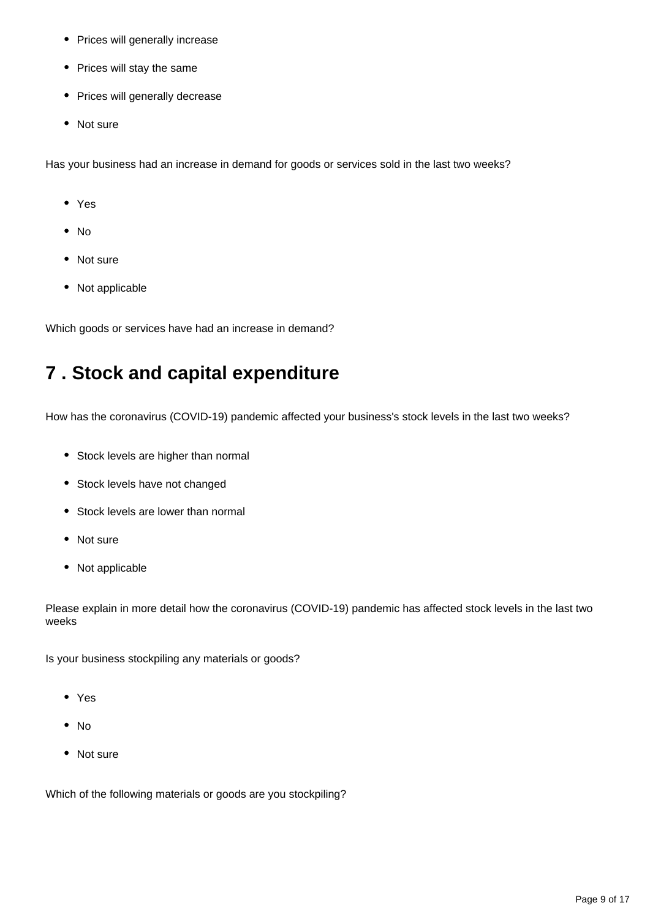- Prices will generally increase
- Prices will stay the same
- Prices will generally decrease
- Not sure

Has your business had an increase in demand for goods or services sold in the last two weeks?

- Yes
- No
- Not sure
- Not applicable

Which goods or services have had an increase in demand?

## 7 . Stock and capital expenditure

How has the coronavirus (COVID-19) pandemic affected your business's stock levels in the last two weeks?

- Stock levels are higher than normal
- Stock levels have not changed
- Stock levels are lower than normal
- Not sure
- Not applicable

Please explain in more detail how the coronavirus (COVID-19) pandemic has affected stock levels in the last two weeks

Is your business stockpiling any materials or goods?

- Yes
- No
- Not sure

Which of the following materials or goods are you stockpiling?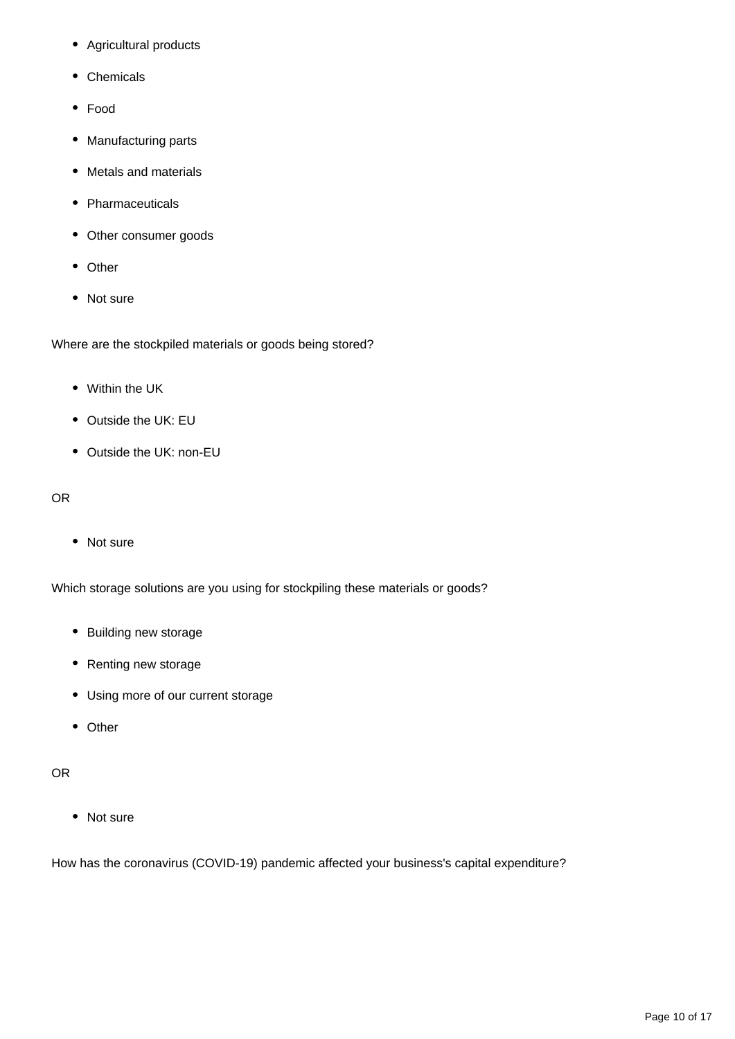- Agricultural products
- Chemicals
- Food
- Manufacturing parts
- Metals and materials
- Pharmaceuticals
- Other consumer goods
- Other
- Not sure

Where are the stockpiled materials or goods being stored?

- Within the UK
- Outside the UK: EU
- Outside the UK: non-EU

OR

- Not sure

Which storage solutions are you using for stockpiling these materials or goods?

- Building new storage
- Renting new storage
- Using more of our current storage
- Other

OR

- Not sure

How has the coronavirus (COVID-19) pandemic affected your business's capital expenditure?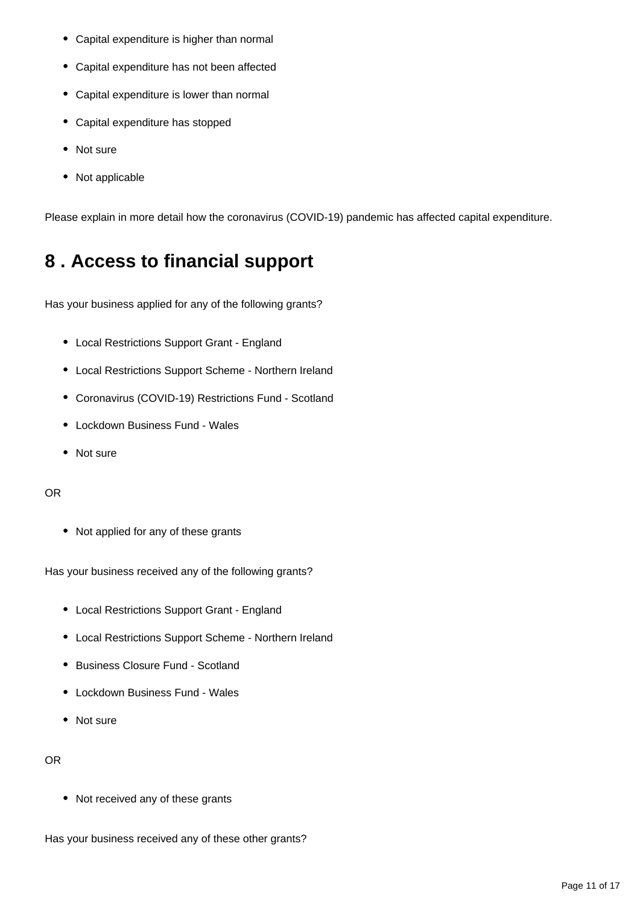- Capital expenditure is higher than normal
- Capital expenditure has not been affected
- Capital expenditure is lower than normal
- Capital expenditure has stopped
- Not sure
- Not applicable

Please explain in more detail how the coronavirus (COVID-19) pandemic has affected capital expenditure.

## 8 . Access to financial support

Has your business applied for any of the following grants?

- Local Restrictions Support Grant - England
- Local Restrictions Support Scheme - Northern Ireland
- Coronavirus (COVID-19) Restrictions Fund - Scotland
- Lockdown Business Fund - Wales
- Not sure

OR

- Not applied for any of these grants

Has your business received any of the following grants?

- Local Restrictions Support Grant - England
- Local Restrictions Support Scheme - Northern Ireland
- Business Closure Fund - Scotland
- Lockdown Business Fund - Wales
- Not sure

OR

- Not received any of these grants

Has your business received any of these other grants?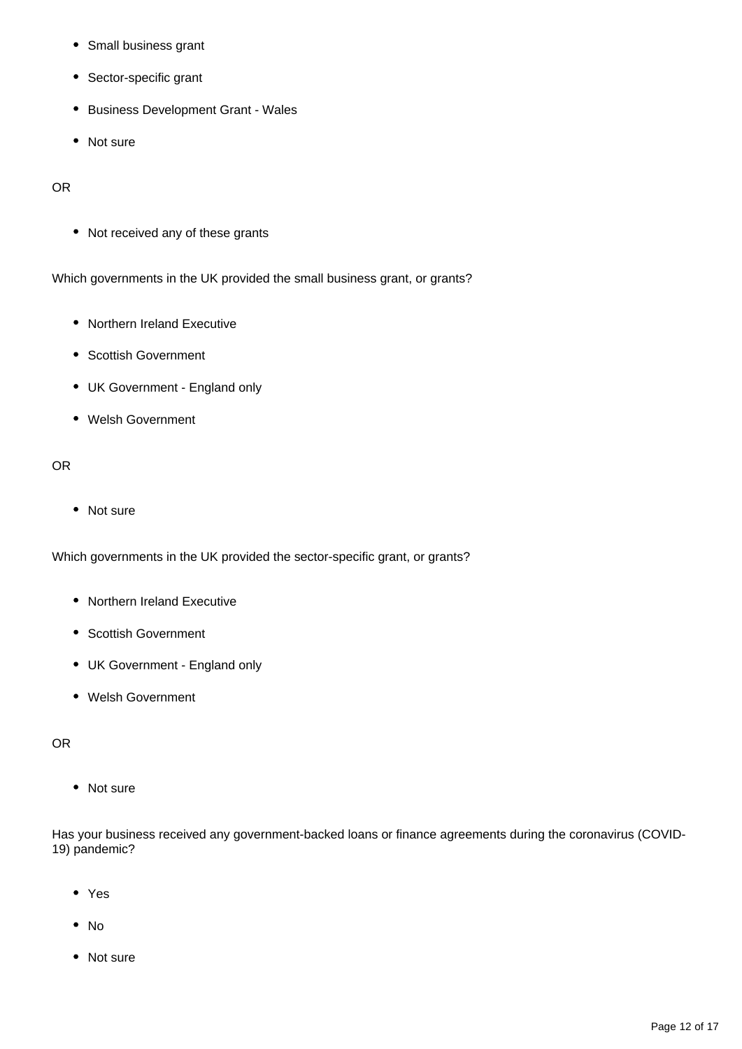- Small business grant
- Sector-specific grant
- Business Development Grant - Wales
- Not sure

OR

- Not received any of these grants

Which governments in the UK provided the small business grant, or grants?

- Northern Ireland Executive
- Scottish Government
- UK Government - England only
- Welsh Government

OR

- Not sure

Which governments in the UK provided the sector-specific grant, or grants?

- Northern Ireland Executive
- Scottish Government
- UK Government - England only
- Welsh Government

OR

- Not sure

Has your business received any government-backed loans or finance agreements during the coronavirus (COVID-19) pandemic?

- Yes
- No
- Not sure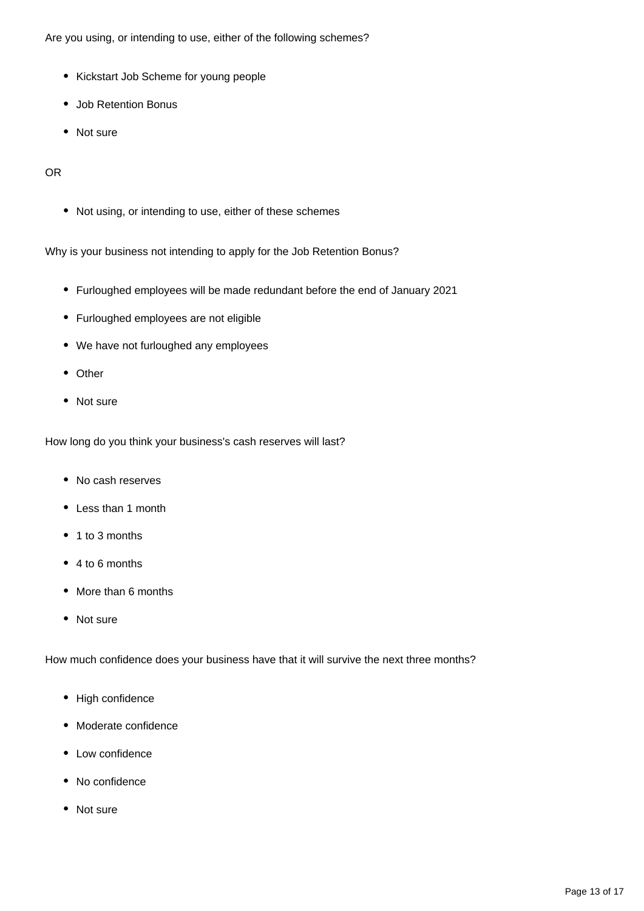Are you using, or intending to use, either of the following schemes?

- Kickstart Job Scheme for young people
- Job Retention Bonus
- Not sure

OR

- Not using, or intending to use, either of these schemes

Why is your business not intending to apply for the Job Retention Bonus?

- Furloughed employees will be made redundant before the end of January 2021
- Furloughed employees are not eligible
- We have not furloughed any employees
- Other
- Not sure

How long do you think your business's cash reserves will last?

- No cash reserves
- Less than 1 month
- 1 to 3 months
- 4 to 6 months
- More than 6 months
- Not sure

How much confidence does your business have that it will survive the next three months?

- High confidence
- Moderate confidence
- Low confidence
- No confidence
- Not sure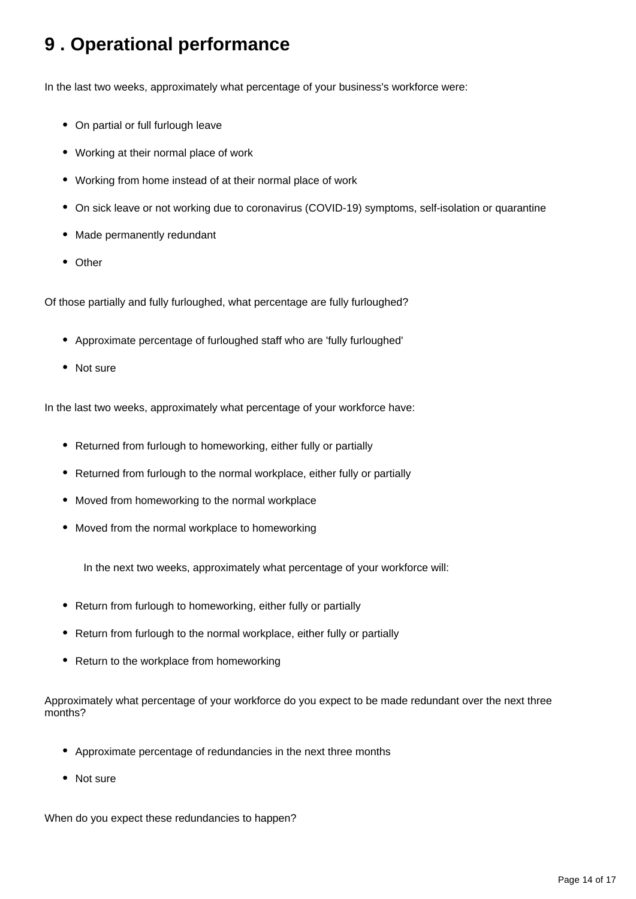## 9 . Operational performance

In the last two weeks, approximately what percentage of your business's workforce were:

- On partial or full furlough leave
- Working at their normal place of work
- Working from home instead of at their normal place of work
- On sick leave or not working due to coronavirus (COVID-19) symptoms, self-isolation or quarantine
- Made permanently redundant
- Other

Of those partially and fully furloughed, what percentage are fully furloughed?

- Approximate percentage of furloughed staff who are 'fully furloughed'
- Not sure

In the last two weeks, approximately what percentage of your workforce have:

- Returned from furlough to homeworking, either fully or partially
- Returned from furlough to the normal workplace, either fully or partially
- Moved from homeworking to the normal workplace
- Moved from the normal workplace to homeworking

In the next two weeks, approximately what percentage of your workforce will:

- Return from furlough to homeworking, either fully or partially
- Return from furlough to the normal workplace, either fully or partially
- Return to the workplace from homeworking

Approximately what percentage of your workforce do you expect to be made redundant over the next three months?

- Approximate percentage of redundancies in the next three months
- Not sure

When do you expect these redundancies to happen?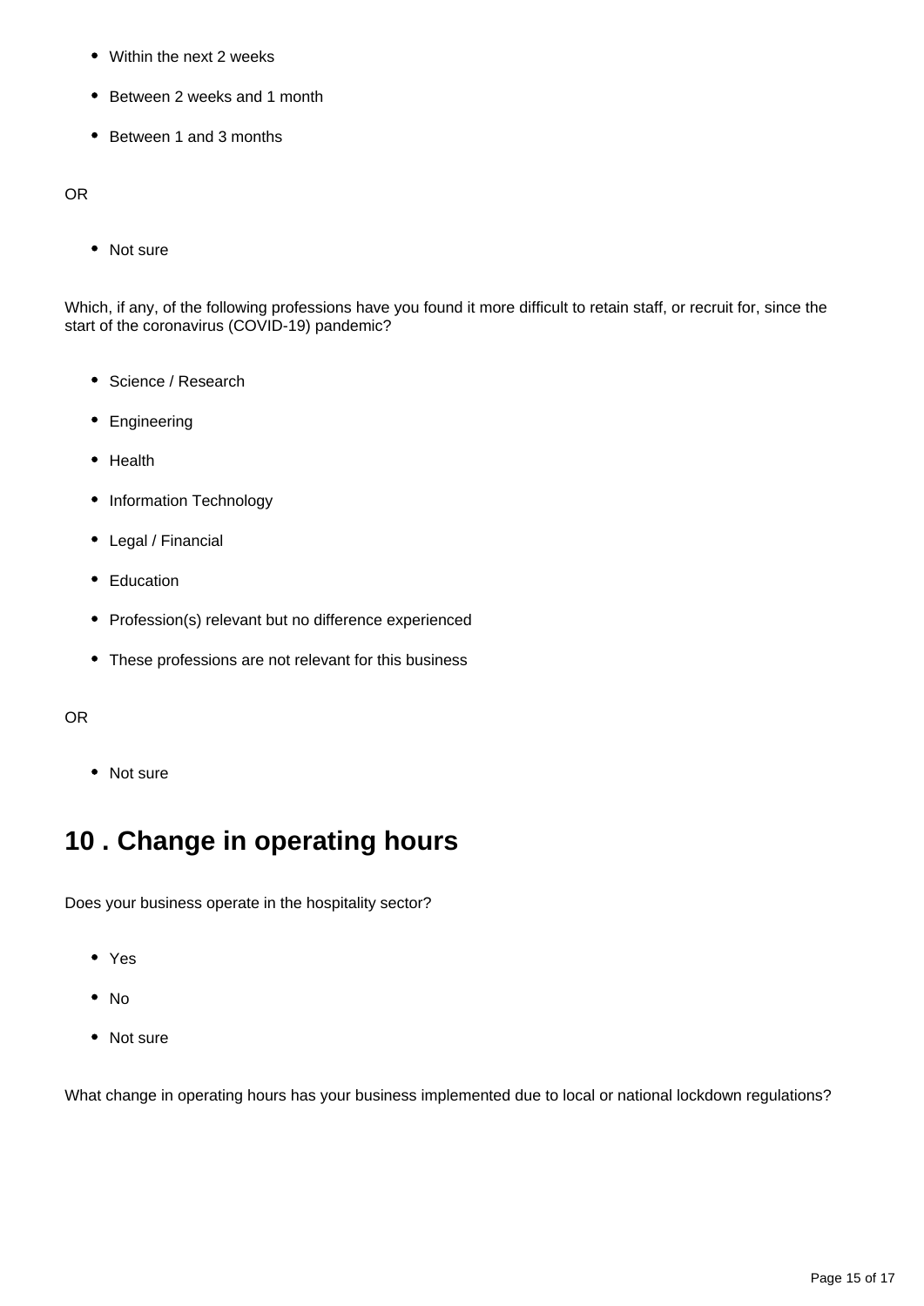- Within the next 2 weeks
- Between 2 weeks and 1 month
- Between 1 and 3 months

OR

- Not sure

Which, if any, of the following professions have you found it more difficult to retain staff, or recruit for, since the start of the coronavirus (COVID-19) pandemic?

- Science / Research
- Engineering
- Health
- Information Technology
- Legal / Financial
- Education
- Profession(s) relevant but no difference experienced
- These professions are not relevant for this business

OR

- Not sure

## 10 . Change in operating hours

Does your business operate in the hospitality sector?

- Yes
- No
- Not sure

What change in operating hours has your business implemented due to local or national lockdown regulations?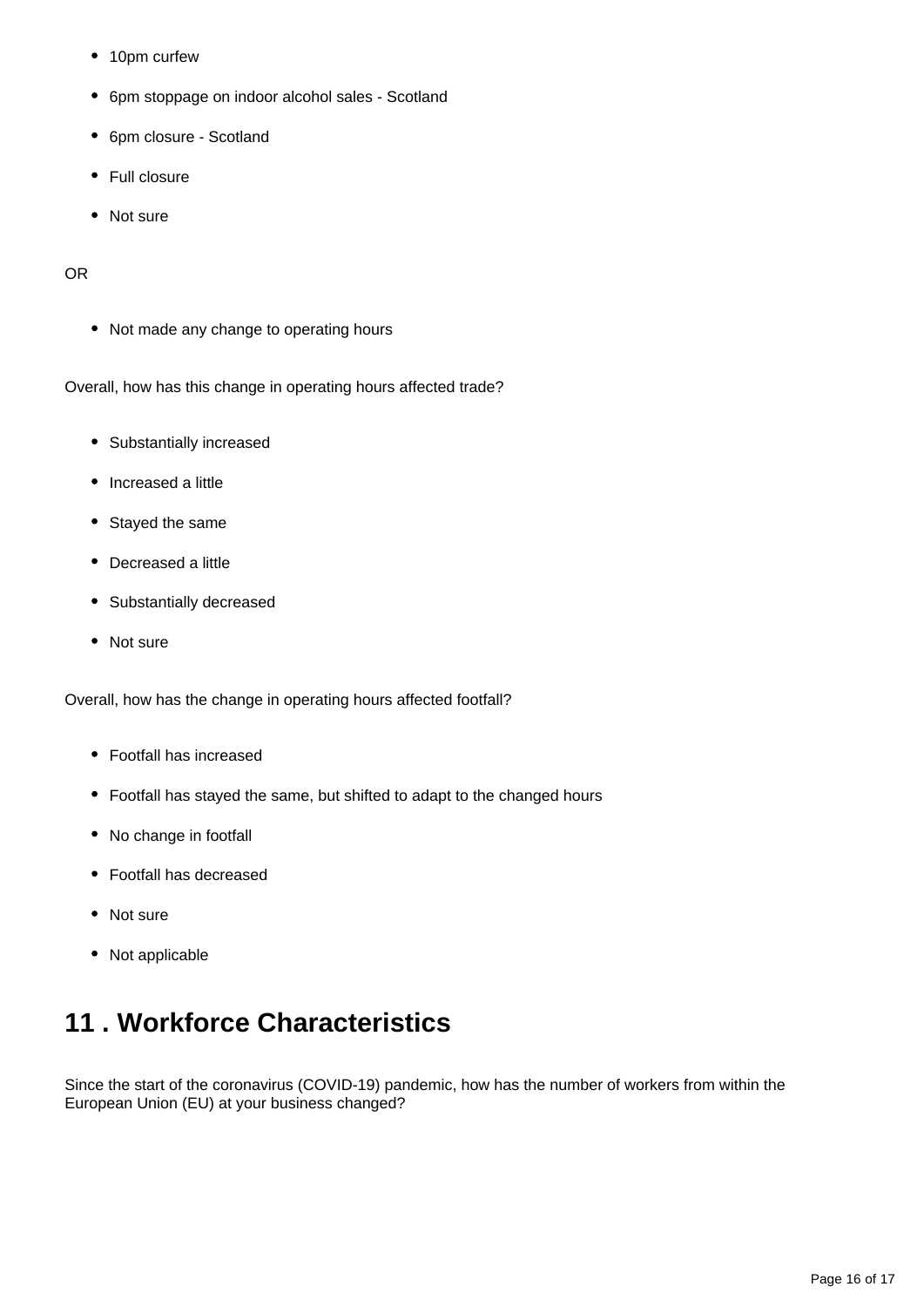- 10pm curfew
- 6pm stoppage on indoor alcohol sales - Scotland
- 6pm closure - Scotland
- Full closure
- Not sure

OR

- Not made any change to operating hours

Overall, how has this change in operating hours affected trade?

- Substantially increased
- Increased a little
- Stayed the same
- Decreased a little
- Substantially decreased
- Not sure

Overall, how has the change in operating hours affected footfall?

- Footfall has increased
- Footfall has stayed the same, but shifted to adapt to the changed hours
- No change in footfall
- Footfall has decreased
- Not sure
- Not applicable

## 11 . Workforce Characteristics

Since the start of the coronavirus (COVID-19) pandemic, how has the number of workers from within the European Union (EU) at your business changed?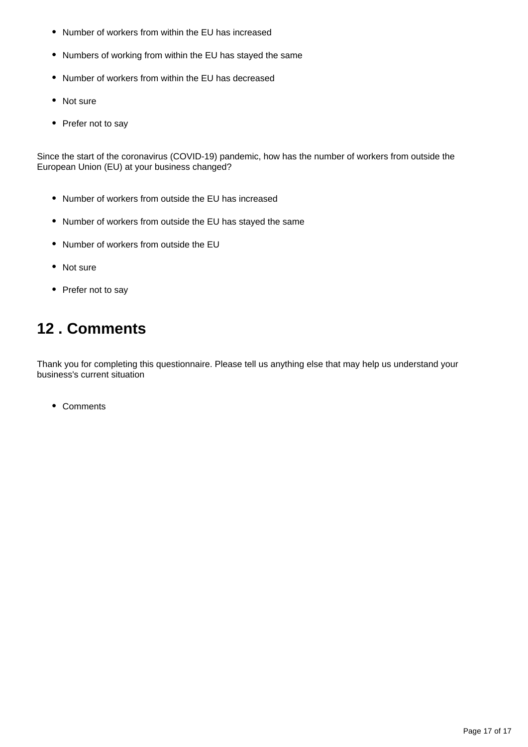- Number of workers from within the EU has increased
- Numbers of working from within the EU has stayed the same
- Number of workers from within the EU has decreased
- Not sure
- Prefer not to say

Since the start of the coronavirus (COVID-19) pandemic, how has the number of workers from outside the European Union (EU) at your business changed?

- Number of workers from outside the EU has increased
- Number of workers from outside the EU has stayed the same
- Number of workers from outside the EU
- Not sure
- Prefer not to say

## 12 . Comments

Thank you for completing this questionnaire. Please tell us anything else that may help us understand your business's current situation

- Comments